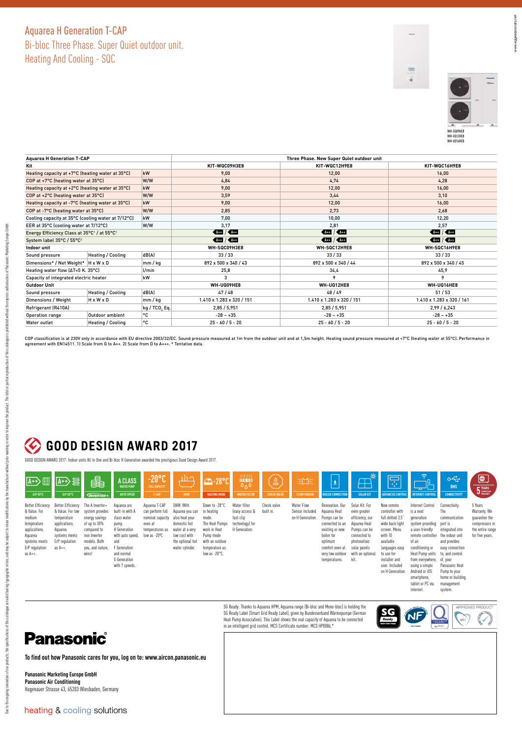# Aquarea H Generation T-CAP

## Bi-bloc Three Phase. Super Quiet outdoor unit.

## Heating And Cooling - SQC

WH-UQ09HE8
WH-UQ12HE8
WH-UQ16HE8

| Aquarea H Generation T-CAP | | | Three Phase. New Super Quiet outdoor unit | | |
|---|---|---|---|---|---|
| Kit | | | KIT-WQC09H3E8 | KIT-WQC12H9E8 | KIT-WQC16H9E8 |
| Heating capacity at +7°C (heating water at 35°C) | | kW | 9,00 | 12,00 | 16,00 |
| COP at +7°C (heating water at 35°C) | | W/W | 4,84 | 4,74 | 4,28 |
| Heating capacity at +2°C (heating water at 35°C) | | kW | 9,00 | 12,00 | 16,00 |
| COP at +2°C (heating water at 35°C) | | W/W | 3,59 | 3,44 | 3,10 |
| Heating capacity at -7°C (heating water at 35°C) | | kW | 9,00 | 12,00 | 16,00 |
| COP at -7°C (heating water at 35°C) | | W/W | 2,85 | 2,73 | 2,68 |
| Cooling capacity at 35°C (cooling water at 7/12°C) | | kW | 7,00 | 10,00 | 12,20 |
| EER at 35°C (cooling water at 7/12°C) | | W/W | 3,17 | 2,81 | 2,57 |
| Energy Efficiency Class at 35°C[1] / at 55°C[1] | | | A++ / A++ | A++ / A++ | A++ / A++ |
| System label 35°C / 55°C[2] | | | A++ / A++ | A++ / A++ | A++ / A++ |
| Indoor unit | | | WH-SQC09H3E8 | WH-SQC12H9E8 | WH-SQC16H9E8 |
| Sound pressure | Heating / Cooling | dB(A) | 33 / 33 | 33 / 33 | 33 / 33 |
| Dimensions* / Net Weight* | H x W x D | mm / kg | 892 x 500 x 340 / 43 | 892 x 500 x 340 / 44 | 892 x 500 x 340 / 45 |
| Heating water flow (ΔT=5 K. 35°C) | | l/min | 25,8 | 34,4 | 45,9 |
| Capacity of integrated electric heater | | kW | 3 | 9 | 9 |
| Outdoor Unit | | | WH-UQ09HE8 | WH-UQ12HE8 | WH-UQ16HE8 |
| Sound pressure | Heating / Cooling | dB(A) | 47 / 48 | 48 / 49 | 51 / 53 |
| Dimensions / Weight | H x W x D | mm / kg | 1.410 x 1.283 x 320 / 151 | 1.410 x 1.283 x 320 / 151 | 1.410 x 1.283 x 320 / 161 |
| Refrigerant (R410A) | | kg / $TCO_2$ Eq. | 2,85 / 5,951 | 2,85 / 5,951 | 2,99 / 6,243 |
| Operation range | Outdoor ambient | °C | -28 ~ +35 | -28 ~ +35 | -28 ~ +35 |
| Water outlet | Heating / Cooling | °C | 25 - 60 / 5 - 20 | 25 - 60 / 5 - 20 | 25 - 60 / 5 - 20 |

COP classification is at 230V only in accordance with EU directive 2003/32/EC. Sound pressure measured at 1m from the outdoor unit and at 1,5m height. Heating sound pressure measured at +7°C (heating water at 55°C). Performance in agreement with EN14511. 1) Scale from G to A++. 2) Scale from D to A+++. * Tentative data.

## GOOD DESIGN AWARD 2017

GOOD DESIGN AWARD 2017: Indoor units All in One and Bi-bloc H Generation awarded the prestigious Good Design Award 2017.

- **ErP 55°C** — Better Efficiency & Value. For medium temperature applications. Aquarea systems meets ErP regulation as A++.
- **ErP 35°C** — Better Efficiency & Value. For low temperature applications. Aquarea systems meets ErP regulation as A++.
- **Inverter+** — The A Inverter+ system provides energy savings of up to 30% compared to non Inverter models. Both you, and nature, wins!
- **A Class Water Pump / Auto Speed** — Aquarea are built-in with A class water pump. H Generation with auto speed, and F Generation and normal G Generation with 7 speeds.
- **-20°C Full Capacity / T-CAP** — Aquarea T-CAP can perform full nominal capacity even at temperatures as low as -20°C.
- **DHW** — DHW. With Aquarea you can also heat your domestic hot water at a very low cost with the optional hot water cylinder.
- **-28°C Heating Mode** — Down to -28°C in heating mode. The Heat Pumps work in Heat Pump mode with an outdoor temperature as low as -28°C.
- **Water Filter** — Water filter (easy access & fast clip technology) for H Generation.
- **Check Valve** — Check valve built in.
- **Flow Sensor** — Water Flow Sensor included on H Generation.
- **Boiler Connection** — Renovation. Our Aquarea Heat Pumps can be connected to an existing or new boiler for optimum comfort even at very low outdoor temperatures.
- **Solar Kit** — Solar Kit. For even greater efficiency, our Aquarea Heat Pumps can be connected to photovoltaic solar panels with an optional kit.
- **Advanced Control** — New remote controller with full dotted 3,5" wide back light screen. Menu with 10 available languages easy to use for installer and user. Included on H Generation.
- **Internet Control** — Internet Control is a next generation system providing a user-friendly remote controller of air conditioning or Heat Pump units from everywhere, using a simple Android or iOS smartphone, tablet or PC via internet.
- **BMS Connectivity** — Connectivity. The communication port is integrated into the indoor unit and provides easy connection and control of, your Panasonic Heat Pump to your home or building management system.
- **5 Years Compressor Warranty** — 5 Years Warranty. We guarantee the compressors in the entire range for five years.

SG Ready: Thanks to Aquarea HPM, Aquarea range (Bi-bloc and Mono-bloc) is holding the SG Ready Label (Smart Grid Ready Label), given by Bundesverband Wärmepumpe (German Heat Pump Association). This Label shows the real capacity of Aquarea to be connected in an intelligent grid control. MCS Certificate number: MCS HP0086.*

**Panasonic**

**To find out how Panasonic cares for you, log on to: www.aircon.panasonic.eu**

**Panasonic Marketing Europe GmbH**
**Panasonic Air Conditioning**
Hagenauer Strasse 43, 65203 Wiesbaden, Germany

heating & cooling solutions

Due to the ongoing innovation of our products, the specifications of this catalogue are valid barring typographic errors, and may be subject to minor modifications by the manufacturer without prior warning in order to improve the product. The total or partial reproduction of this catalogue is prohibited without the express authorisation of Panasonic Marketing Europe GmbH.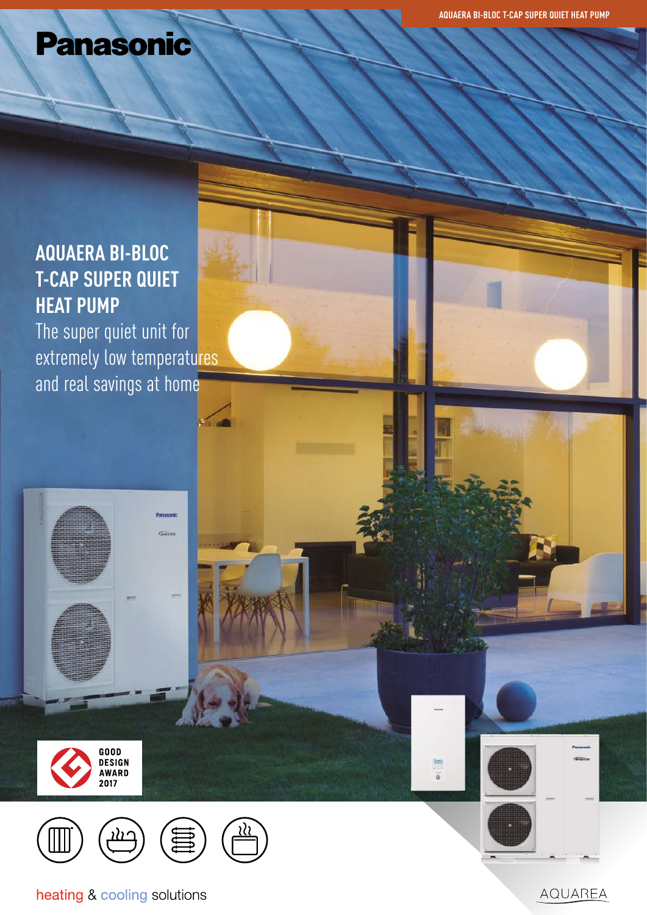# AQUAERA BI-BLOC T-CAP SUPER QUIET HEAT PUMP

The super quiet unit for extremely low temperatures and real savings at home

GOOD DESIGN AWARD 2017

heating & cooling solutions

AQUAREA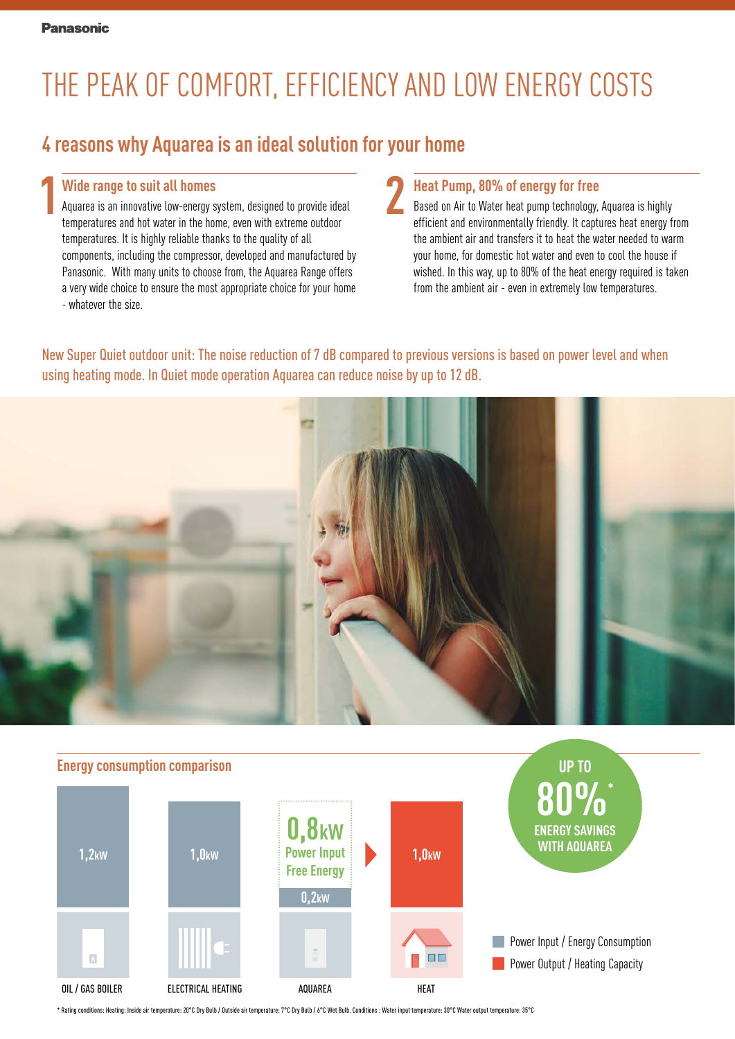# THE PEAK OF COMFORT, EFFICIENCY AND LOW ENERGY COSTS

## 4 reasons why Aquarea is an ideal solution for your home

### 1 Wide range to suit all homes

Aquarea is an innovative low-energy system, designed to provide ideal temperatures and hot water in the home, even with extreme outdoor temperatures. It is highly reliable thanks to the quality of all components, including the compressor, developed and manufactured by Panasonic. With many units to choose from, the Aquarea Range offers a very wide choice to ensure the most appropriate choice for your home - whatever the size.

### 2 Heat Pump, 80% of energy for free

Based on Air to Water heat pump technology, Aquarea is highly efficient and environmentally friendly. It captures heat energy from the ambient air and transfers it to heat the water needed to warm your home, for domestic hot water and even to cool the house if wished. In this way, up to 80% of the heat energy required is taken from the ambient air - even in extremely low temperatures.

New Super Quiet outdoor unit: The noise reduction of 7 dB compared to previous versions is based on power level and when using heating mode. In Quiet mode operation Aquarea can reduce noise by up to 12 dB.

### Energy consumption comparison

| | OIL / GAS BOILER | ELECTRICAL HEATING | AQUAREA | HEAT |
|---|---|---|---|---|
| Power Input / Energy Consumption | 1,2kW | 1,0kW | 0,2kW | |
| Free Energy | | | 0,8kW | |
| Power Output / Heating Capacity | | | | 1,0kW |

UP TO 80%* ENERGY SAVINGS WITH AQUAREA

\* Rating conditions: Heating: Inside air temperature: 20°C Dry Bulb / Outside air temperature: 7°C Dry Bulb / 6°C Wet Bulb. Conditions : Water input temperature: 30°C Water output temperature: 35°C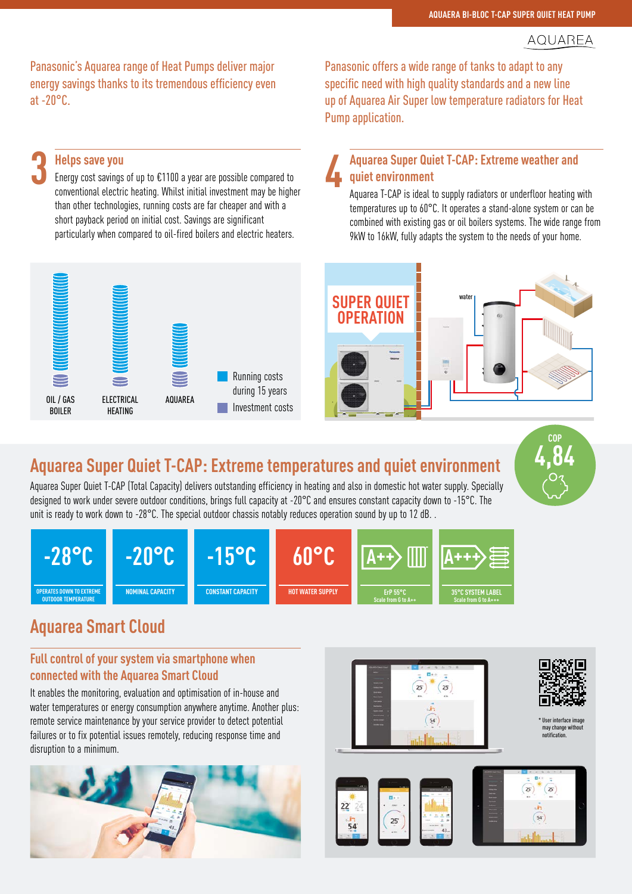Panasonic's Aquarea range of Heat Pumps deliver major energy savings thanks to its tremendous efficiency even at -20°C.

Panasonic offers a wide range of tanks to adapt to any specific need with high quality standards and a new line up of Aquarea Air Super low temperature radiators for Heat Pump application.

## 3 Helps save you

Energy cost savings of up to €1100 a year are possible compared to conventional electric heating. Whilst initial investment may be higher than other technologies, running costs are far cheaper and with a short payback period on initial cost. Savings are significant particularly when compared to oil-fired boilers and electric heaters.

OIL / GAS BOILER
ELECTRICAL HEATING
AQUAREA
Running costs during 15 years
Investment costs

## 4 Aquarea Super Quiet T-CAP: Extreme weather and quiet environment

Aquarea T-CAP is ideal to supply radiators or underfloor heating with temperatures up to 60°C. It operates a stand-alone system or can be combined with existing gas or oil boilers systems. The wide range from 9kW to 16kW, fully adapts the system to the needs of your home.

SUPER QUIET OPERATION
water

## Aquarea Super Quiet T-CAP: Extreme temperatures and quiet environment

COP 4,84

Aquarea Super Quiet T-CAP (Total Capacity) delivers outstanding efficiency in heating and also in domestic hot water supply. Specially designed to work under severe outdoor conditions, brings full capacity at -20°C and ensures constant capacity down to -15°C. The unit is ready to work down to -28°C. The special outdoor chassis notably reduces operation sound by up to 12 dB. .

- **-28°C** — OPERATES DOWN TO EXTREME OUTDOOR TEMPERATURE
- **-20°C** — NOMINAL CAPACITY
- **-15°C** — CONSTANT CAPACITY
- **60°C** — HOT WATER SUPPLY
- **A++** — ErP 55°C Scale from G to A++
- **A+++** — 35°C SYSTEM LABEL Scale from G to A+++

## Aquarea Smart Cloud

### Full control of your system via smartphone when connected with the Aquarea Smart Cloud

It enables the monitoring, evaluation and optimisation of in-house and water temperatures or energy consumption anywhere anytime. Another plus: remote service maintenance by your service provider to detect potential failures or to fix potential issues remotely, reducing response time and disruption to a minimum.

\* User interface image may change without notification.